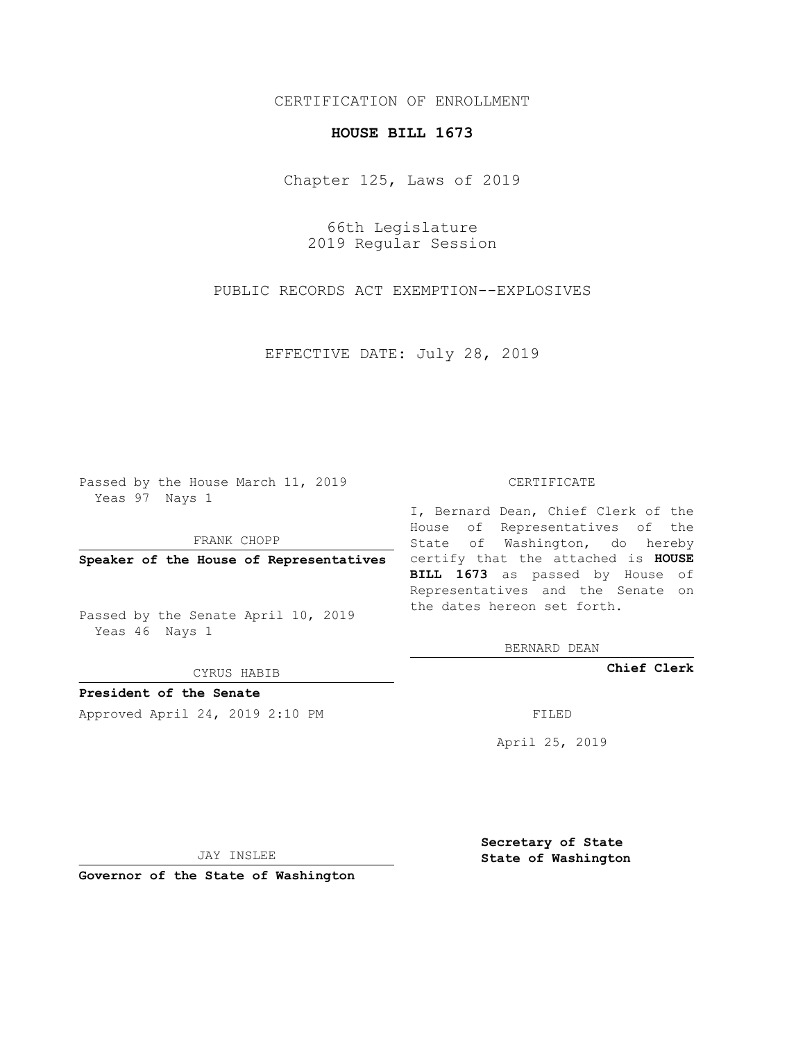CERTIFICATION OF ENROLLMENT

**HOUSE BILL 1673**

Chapter 125, Laws of 2019

66th Legislature
2019 Regular Session

PUBLIC RECORDS ACT EXEMPTION--EXPLOSIVES

EFFECTIVE DATE: July 28, 2019

Passed by the House March 11, 2019
Yeas 97 Nays 1

FRANK CHOPP

**Speaker of the House of Representatives**

Passed by the Senate April 10, 2019
Yeas 46 Nays 1

CYRUS HABIB

**President of the Senate**

Approved April 24, 2019 2:10 PM

JAY INSLEE

**Governor of the State of Washington**

CERTIFICATE

I, Bernard Dean, Chief Clerk of the House of Representatives of the State of Washington, do hereby certify that the attached is **HOUSE BILL 1673** as passed by House of Representatives and the Senate on the dates hereon set forth.

BERNARD DEAN

**Chief Clerk**

FILED

April 25, 2019

**Secretary of State**
**State of Washington**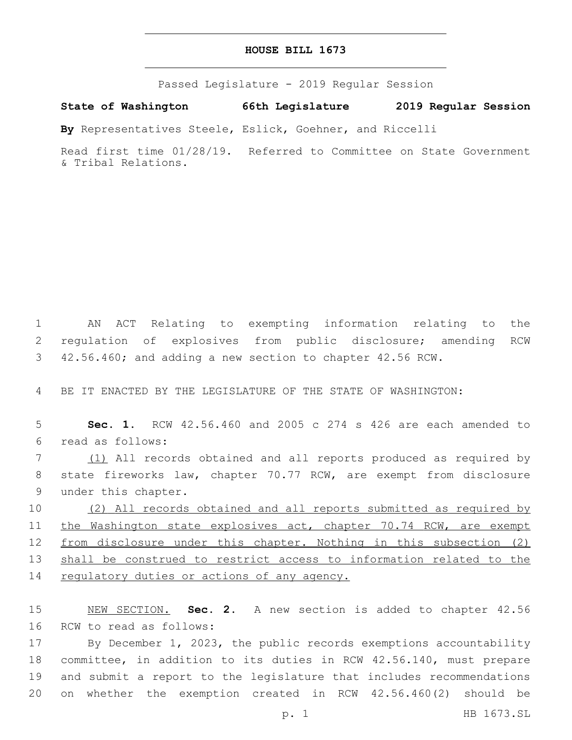# HOUSE BILL 1673

Passed Legislature - 2019 Regular Session

**State of Washington 66th Legislature 2019 Regular Session**

**By** Representatives Steele, Eslick, Goehner, and Riccelli

Read first time 01/28/19. Referred to Committee on State Government & Tribal Relations.

AN ACT Relating to exempting information relating to the regulation of explosives from public disclosure; amending RCW 42.56.460; and adding a new section to chapter 42.56 RCW.

BE IT ENACTED BY THE LEGISLATURE OF THE STATE OF WASHINGTON:

**Sec. 1.** RCW 42.56.460 and 2005 c 274 s 426 are each amended to read as follows:

<u>(1)</u> All records obtained and all reports produced as required by state fireworks law, chapter 70.77 RCW, are exempt from disclosure under this chapter.

<u>(2) All records obtained and all reports submitted as required by the Washington state explosives act, chapter 70.74 RCW, are exempt from disclosure under this chapter. Nothing in this subsection (2) shall be construed to restrict access to information related to the regulatory duties or actions of any agency.</u>

<u>NEW SECTION.</u> **Sec. 2.** A new section is added to chapter 42.56 RCW to read as follows:

By December 1, 2023, the public records exemptions accountability committee, in addition to its duties in RCW 42.56.140, must prepare and submit a report to the legislature that includes recommendations on whether the exemption created in RCW 42.56.460(2) should be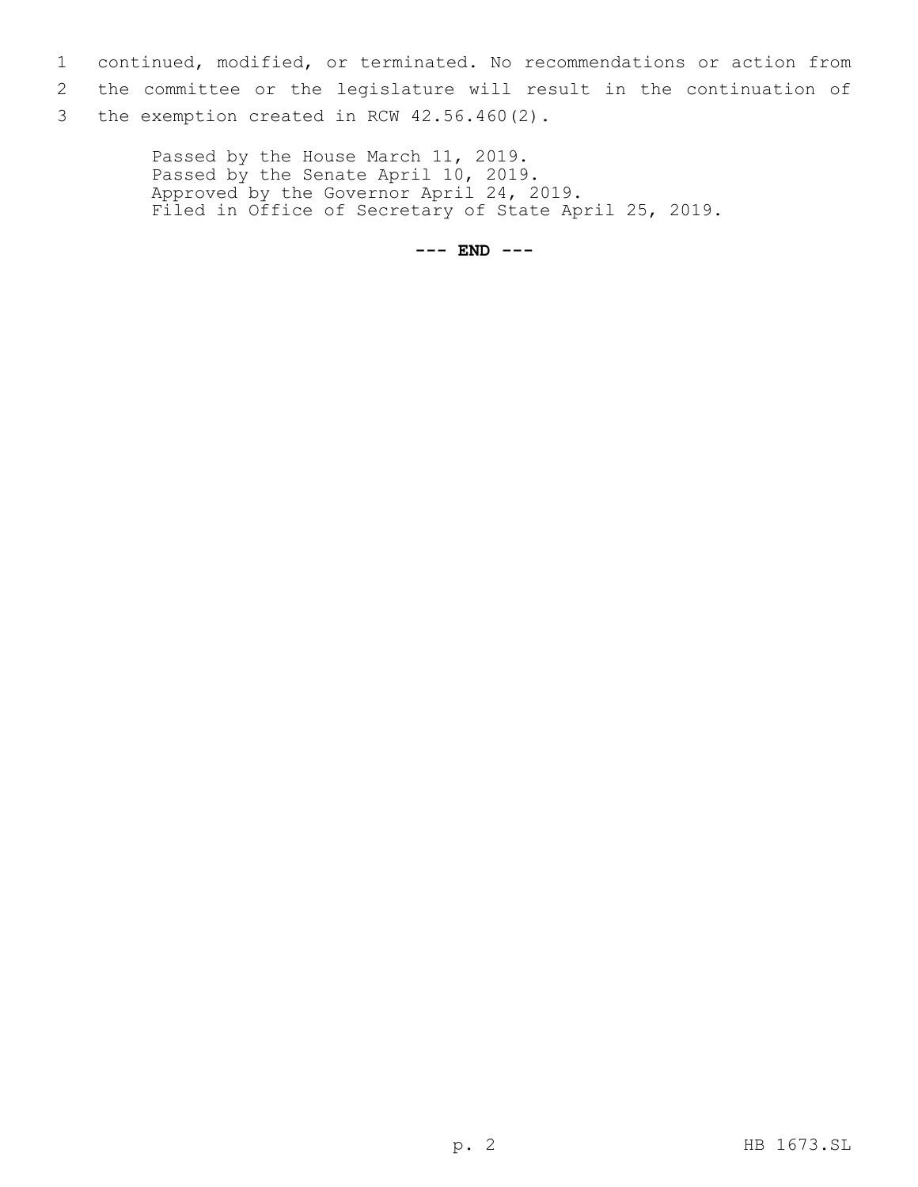continued, modified, or terminated. No recommendations or action from the committee or the legislature will result in the continuation of the exemption created in RCW 42.56.460(2).

Passed by the House March 11, 2019.
Passed by the Senate April 10, 2019.
Approved by the Governor April 24, 2019.
Filed in Office of Secretary of State April 25, 2019.

**--- END ---**